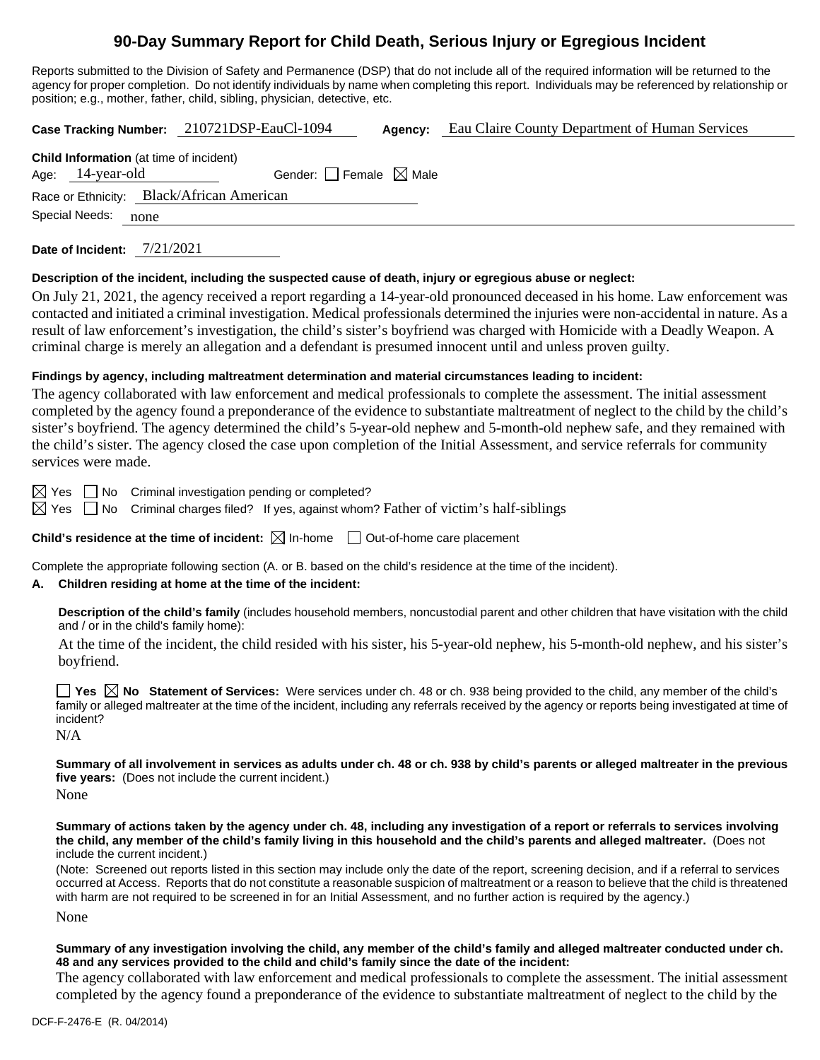# 90-Day Summary Report for Child Death, Serious Injury or Egregious Incident

Reports submitted to the Division of Safety and Permanence (DSP) that do not include all of the required information will be returned to the agency for proper completion. Do not identify individuals by name when completing this report. Individuals may be referenced by relationship or position; e.g., mother, father, child, sibling, physician, detective, etc.

**Case Tracking Number:** 210721DSP-EauCl-1094 **Agency:** Eau Claire County Department of Human Services

**Child Information** (at time of incident)

Age: 14-year-old Gender: ☐ Female ☒ Male

Race or Ethnicity: Black/African American

Special Needs: none

**Date of Incident:** 7/21/2021

**Description of the incident, including the suspected cause of death, injury or egregious abuse or neglect:**

On July 21, 2021, the agency received a report regarding a 14-year-old pronounced deceased in his home. Law enforcement was contacted and initiated a criminal investigation. Medical professionals determined the injuries were non-accidental in nature. As a result of law enforcement's investigation, the child's sister's boyfriend was charged with Homicide with a Deadly Weapon. A criminal charge is merely an allegation and a defendant is presumed innocent until and unless proven guilty.

**Findings by agency, including maltreatment determination and material circumstances leading to incident:**

The agency collaborated with law enforcement and medical professionals to complete the assessment. The initial assessment completed by the agency found a preponderance of the evidence to substantiate maltreatment of neglect to the child by the child's sister's boyfriend. The agency determined the child's 5-year-old nephew and 5-month-old nephew safe, and they remained with the child's sister. The agency closed the case upon completion of the Initial Assessment, and service referrals for community services were made.

☒ Yes ☐ No Criminal investigation pending or completed?

☒ Yes ☐ No Criminal charges filed? If yes, against whom? Father of victim's half-siblings

**Child's residence at the time of incident:** ☒ In-home ☐ Out-of-home care placement

Complete the appropriate following section (A. or B. based on the child's residence at the time of the incident).

**A. Children residing at home at the time of the incident:**

**Description of the child's family** (includes household members, noncustodial parent and other children that have visitation with the child and / or in the child's family home):

At the time of the incident, the child resided with his sister, his 5-year-old nephew, his 5-month-old nephew, and his sister's boyfriend.

☐ **Yes** ☒ **No** **Statement of Services:** Were services under ch. 48 or ch. 938 being provided to the child, any member of the child's family or alleged maltreater at the time of the incident, including any referrals received by the agency or reports being investigated at time of incident?

N/A

**Summary of all involvement in services as adults under ch. 48 or ch. 938 by child's parents or alleged maltreater in the previous five years:** (Does not include the current incident.)

None

**Summary of actions taken by the agency under ch. 48, including any investigation of a report or referrals to services involving the child, any member of the child's family living in this household and the child's parents and alleged maltreater.** (Does not include the current incident.)

(Note: Screened out reports listed in this section may include only the date of the report, screening decision, and if a referral to services occurred at Access. Reports that do not constitute a reasonable suspicion of maltreatment or a reason to believe that the child is threatened with harm are not required to be screened in for an Initial Assessment, and no further action is required by the agency.)

None

**Summary of any investigation involving the child, any member of the child's family and alleged maltreater conducted under ch. 48 and any services provided to the child and child's family since the date of the incident:**

The agency collaborated with law enforcement and medical professionals to complete the assessment. The initial assessment completed by the agency found a preponderance of the evidence to substantiate maltreatment of neglect to the child by the

DCF-F-2476-E (R. 04/2014)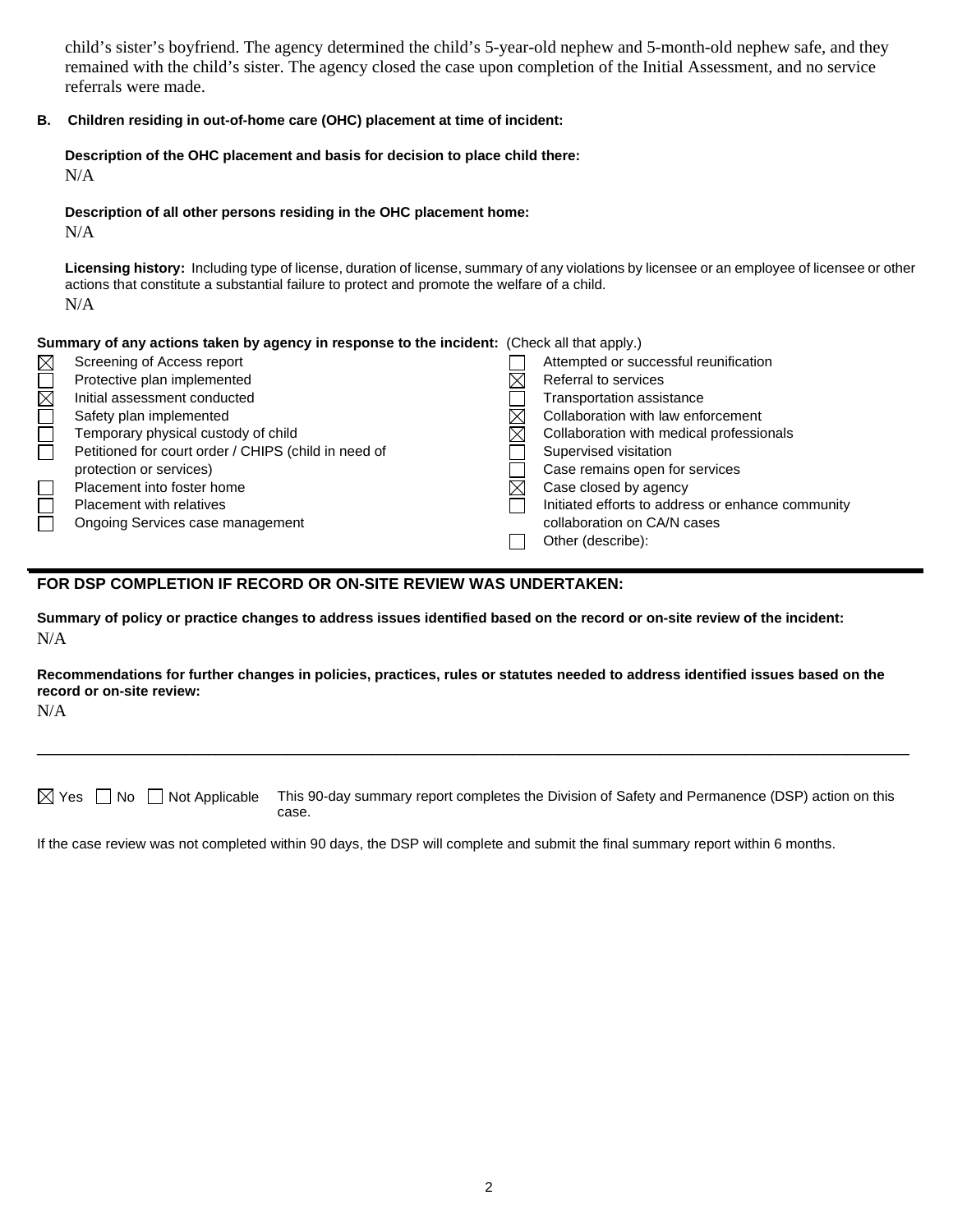child's sister's boyfriend. The agency determined the child's 5-year-old nephew and 5-month-old nephew safe, and they remained with the child's sister. The agency closed the case upon completion of the Initial Assessment, and no service referrals were made.

**B. Children residing in out-of-home care (OHC) placement at time of incident:**

**Description of the OHC placement and basis for decision to place child there:**
N/A

**Description of all other persons residing in the OHC placement home:**
N/A

**Licensing history:** Including type of license, duration of license, summary of any violations by licensee or an employee of licensee or other actions that constitute a substantial failure to protect and promote the welfare of a child.
N/A

**Summary of any actions taken by agency in response to the incident:** (Check all that apply.)

- ☒ Screening of Access report
- ☐ Protective plan implemented
- ☒ Initial assessment conducted
- ☐ Safety plan implemented
- ☐ Temporary physical custody of child
- ☐ Petitioned for court order / CHIPS (child in need of protection or services)
- ☐ Placement into foster home
- ☐ Placement with relatives
- ☐ Ongoing Services case management
- ☐ Attempted or successful reunification
- ☒ Referral to services
- ☐ Transportation assistance
- ☒ Collaboration with law enforcement
- ☒ Collaboration with medical professionals
- ☐ Supervised visitation
- ☐ Case remains open for services
- ☒ Case closed by agency
- ☐ Initiated efforts to address or enhance community collaboration on CA/N cases
- ☐ Other (describe):

---

## FOR DSP COMPLETION IF RECORD OR ON-SITE REVIEW WAS UNDERTAKEN:

**Summary of policy or practice changes to address issues identified based on the record or on-site review of the incident:**
N/A

**Recommendations for further changes in policies, practices, rules or statutes needed to address identified issues based on the record or on-site review:**
N/A

---

☒ Yes ☐ No ☐ Not Applicable This 90-day summary report completes the Division of Safety and Permanence (DSP) action on this case.

If the case review was not completed within 90 days, the DSP will complete and submit the final summary report within 6 months.